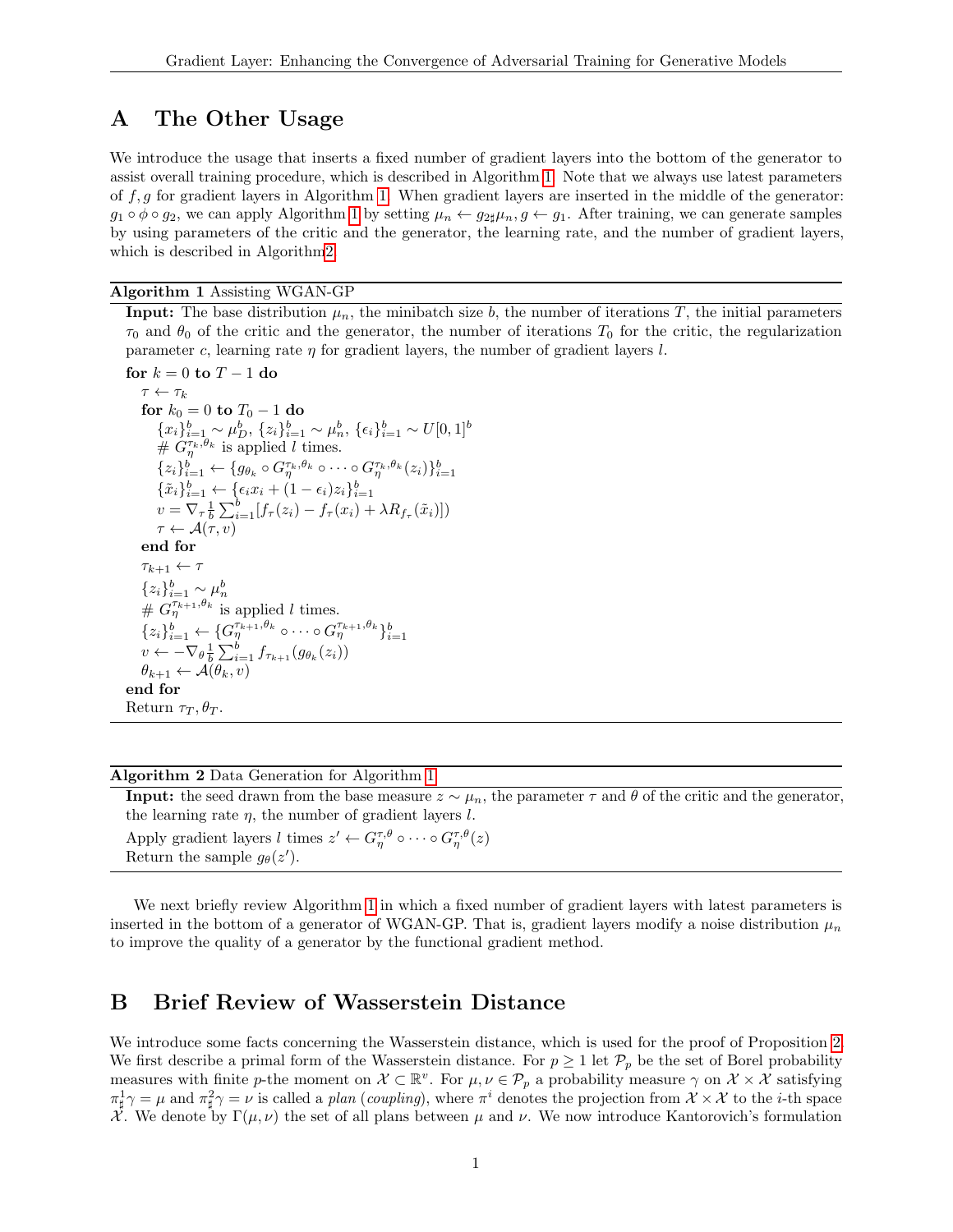## A The Other Usage

We introduce the usage that inserts a fixed number of gradient layers into the bottom of the generator to assist overall training procedure, which is described in Algorithm 1. Note that we always use latest parameters of $f, g$ for gradient layers in Algorithm 1. When gradient layers are inserted in the middle of the generator: $g_1 \circ \phi \circ g_2$, we can apply Algorithm 1 by setting $\mu_n \leftarrow g_{2\sharp}\mu_n, g \leftarrow g_1$. After training, we can generate samples by using parameters of the critic and the generator, the learning rate, and the number of gradient layers, which is described in Algorithm2.

**Algorithm 1** Assisting WGAN-GP

**Input:** The base distribution $\mu_n$, the minibatch size $b$, the number of iterations $T$, the initial parameters $\tau_0$ and $\theta_0$ of the critic and the generator, the number of iterations $T_0$ for the critic, the regularization parameter $c$, learning rate $\eta$ for gradient layers, the number of gradient layers $l$.

**for** $k = 0$ **to** $T - 1$ **do**
  $\tau \leftarrow \tau_k$
  **for** $k_0 = 0$ **to** $T_0 - 1$ **do**
    $\{x_i\}_{i=1}^b \sim \mu_D^b$, $\{z_i\}_{i=1}^b \sim \mu_n^b$, $\{\epsilon_i\}_{i=1}^b \sim U[0,1]^b$
    # $G_\eta^{\tau_k,\theta_k}$ is applied $l$ times.
    $\{z_i\}_{i=1}^b \leftarrow \{g_{\theta_k} \circ G_\eta^{\tau_k,\theta_k} \circ \cdots \circ G_\eta^{\tau_k,\theta_k}(z_i)\}_{i=1}^b$
    $\{\tilde{x}_i\}_{i=1}^b \leftarrow \{\epsilon_i x_i + (1-\epsilon_i) z_i\}_{i=1}^b$
    $v = \nabla_\tau \frac{1}{b}\sum_{i=1}^b [f_\tau(z_i) - f_\tau(x_i) + \lambda R_{f_\tau}(\tilde{x}_i)])$
    $\tau \leftarrow \mathcal{A}(\tau, v)$
  **end for**
  $\tau_{k+1} \leftarrow \tau$
  $\{z_i\}_{i=1}^b \sim \mu_n^b$
  # $G_\eta^{\tau_{k+1},\theta_k}$ is applied $l$ times.
  $\{z_i\}_{i=1}^b \leftarrow \{G_\eta^{\tau_{k+1},\theta_k} \circ \cdots \circ G_\eta^{\tau_{k+1},\theta_k}\}_{i=1}^b$
  $v \leftarrow -\nabla_\theta \frac{1}{b}\sum_{i=1}^b f_{\tau_{k+1}}(g_{\theta_k}(z_i))$
  $\theta_{k+1} \leftarrow \mathcal{A}(\theta_k, v)$
**end for**
Return $\tau_T, \theta_T$.

**Algorithm 2** Data Generation for Algorithm 1

**Input:** the seed drawn from the base measure $z \sim \mu_n$, the parameter $\tau$ and $\theta$ of the critic and the generator, the learning rate $\eta$, the number of gradient layers $l$.

Apply gradient layers $l$ times $z' \leftarrow G_\eta^{\tau,\theta} \circ \cdots \circ G_\eta^{\tau,\theta}(z)$
Return the sample $g_\theta(z')$.

We next briefly review Algorithm 1 in which a fixed number of gradient layers with latest parameters is inserted in the bottom of a generator of WGAN-GP. That is, gradient layers modify a noise distribution $\mu_n$ to improve the quality of a generator by the functional gradient method.

## B Brief Review of Wasserstein Distance

We introduce some facts concerning the Wasserstein distance, which is used for the proof of Proposition 2. We first describe a primal form of the Wasserstein distance. For $p \geq 1$ let $\mathcal{P}_p$ be the set of Borel probability measures with finite $p$-the moment on $\mathcal{X} \subset \mathbb{R}^v$. For $\mu, \nu \in \mathcal{P}_p$ a probability measure $\gamma$ on $\mathcal{X} \times \mathcal{X}$ satisfying $\pi_\sharp^1 \gamma = \mu$ and $\pi_\sharp^2 \gamma = \nu$ is called a *plan* (*coupling*), where $\pi^i$ denotes the projection from $\mathcal{X} \times \mathcal{X}$ to the $i$-th space $\mathcal{X}$. We denote by $\Gamma(\mu, \nu)$ the set of all plans between $\mu$ and $\nu$. We now introduce Kantorovich's formulation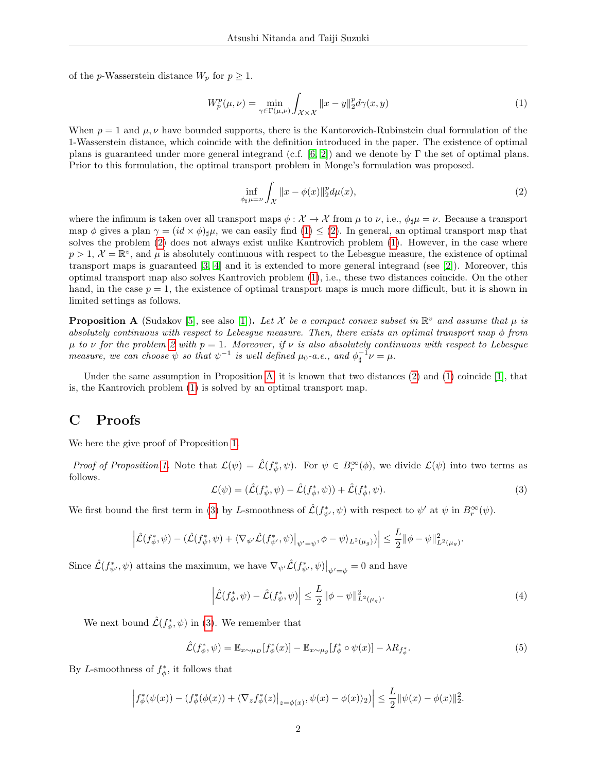of the $p$-Wasserstein distance $W_p$ for $p \geq 1$.

$$W_p^p(\mu, \nu) = \min_{\gamma \in \Gamma(\mu,\nu)} \int_{\mathcal{X} \times \mathcal{X}} \|x - y\|_2^p d\gamma(x, y) \tag{1}$$

When $p = 1$ and $\mu, \nu$ have bounded supports, there is the Kantorovich-Rubinstein dual formulation of the 1-Wasserstein distance, which coincide with the definition introduced in the paper. The existence of optimal plans is guaranteed under more general integrand (c.f. [6, 2]) and we denote by $\Gamma$ the set of optimal plans. Prior to this formulation, the optimal transport problem in Monge's formulation was proposed.

$$\inf_{\phi_\sharp \mu = \nu} \int_{\mathcal{X}} \|x - \phi(x)\|_2^p d\mu(x), \tag{2}$$

where the infimum is taken over all transport maps $\phi : \mathcal{X} \to \mathcal{X}$ from $\mu$ to $\nu$, i.e., $\phi_\sharp \mu = \nu$. Because a transport map $\phi$ gives a plan $\gamma = (id \times \phi)_\sharp \mu$, we can easily find (1) $\leq$ (2). In general, an optimal transport map that solves the problem (2) does not always exist unlike Kantrovich problem (1). However, in the case where $p > 1$, $\mathcal{X} = \mathbb{R}^v$, and $\mu$ is absolutely continuous with respect to the Lebesgue measure, the existence of optimal transport maps is guaranteed [3, 4] and it is extended to more general integrand (see [2]). Moreover, this optimal transport map also solves Kantrovich problem (1), i.e., these two distances coincide. On the other hand, in the case $p = 1$, the existence of optimal transport maps is much more difficult, but it is shown in limited settings as follows.

**Proposition A** (Sudakov [5], see also [1]). *Let $\mathcal{X}$ be a compact convex subset in $\mathbb{R}^v$ and assume that $\mu$ is absolutely continuous with respect to Lebesgue measure. Then, there exists an optimal transport map $\phi$ from $\mu$ to $\nu$ for the problem 2 with $p = 1$. Moreover, if $\nu$ is also absolutely continuous with respect to Lebesgue measure, we can choose $\psi$ so that $\psi^{-1}$ is well defined $\mu_0$-a.e., and $\phi_\sharp^{-1} \nu = \mu$.*

Under the same assumption in Proposition A, it is known that two distances (2) and (1) coincide [1], that is, the Kantrovich problem (1) is solved by an optimal transport map.

# C Proofs

We here the give proof of Proposition 1.

*Proof of Proposition 1.* Note that $\mathcal{L}(\psi) = \hat{\mathcal{L}}(f_\psi^*, \psi)$. For $\psi \in B_r^\infty(\phi)$, we divide $\mathcal{L}(\psi)$ into two terms as follows.

$$\mathcal{L}(\psi) = (\hat{\mathcal{L}}(f_\psi^*, \psi) - \hat{\mathcal{L}}(f_\phi^*, \psi)) + \hat{\mathcal{L}}(f_\phi^*, \psi). \tag{3}$$

We first bound the first term in (3) by $L$-smoothness of $\hat{\mathcal{L}}(f_{\psi'}^*, \psi)$ with respect to $\psi'$ at $\psi$ in $B_r^\infty(\psi)$.

$$\left| \hat{\mathcal{L}}(f_\phi^*, \psi) - (\hat{\mathcal{L}}(f_\psi^*, \psi) + \langle \nabla_{\psi'} \hat{\mathcal{L}}(f_{\psi'}^*, \psi)\big|_{\psi'=\psi}, \phi - \psi \rangle_{L^2(\mu_g)}) \right| \leq \frac{L}{2} \|\phi - \psi\|_{L^2(\mu_g)}^2.$$

Since $\hat{\mathcal{L}}(f_{\psi'}^*, \psi)$ attains the maximum, we have $\nabla_{\psi'} \hat{\mathcal{L}}(f_{\psi'}^*, \psi)\big|_{\psi'=\psi} = 0$ and have

$$\left| \hat{\mathcal{L}}(f_\phi^*, \psi) - \hat{\mathcal{L}}(f_\psi^*, \psi) \right| \leq \frac{L}{2} \|\phi - \psi\|_{L^2(\mu_g)}^2. \tag{4}$$

We next bound $\hat{\mathcal{L}}(f_\phi^*, \psi)$ in (3). We remember that

$$\hat{\mathcal{L}}(f_\phi^*, \psi) = \mathbb{E}_{x \sim \mu_D}[f_\phi^*(x)] - \mathbb{E}_{x \sim \mu_g}[f_\phi^* \circ \psi(x)] - \lambda R_{f_\phi^*}. \tag{5}$$

By $L$-smoothness of $f_\phi^*$, it follows that

$$\left| f_\phi^*(\psi(x)) - (f_\phi^*(\phi(x)) + \langle \nabla_z f_\phi^*(z)\big|_{z=\phi(x)}, \psi(x) - \phi(x) \rangle_2) \right| \leq \frac{L}{2} \|\psi(x) - \phi(x)\|_2^2.$$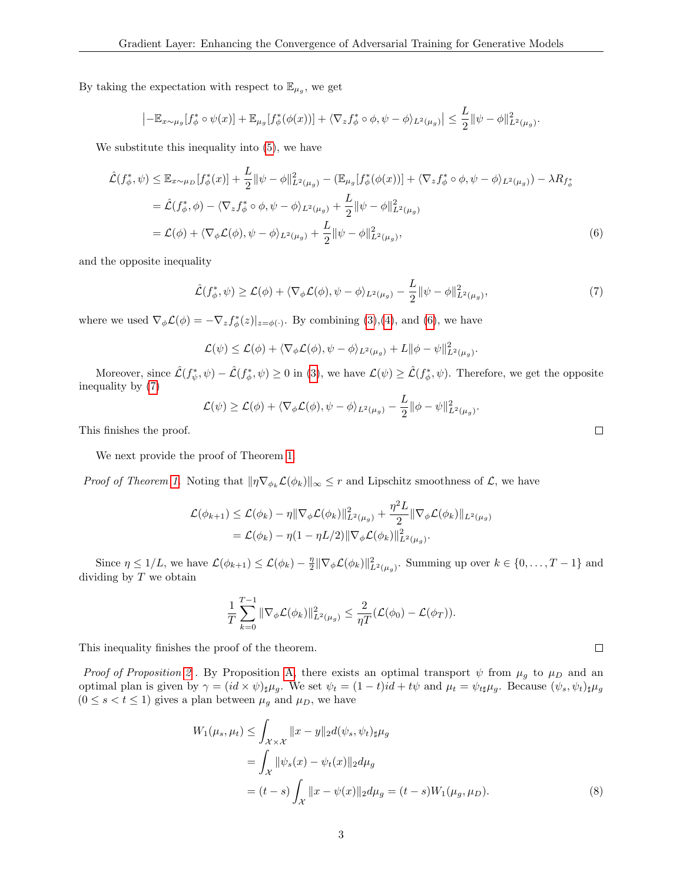By taking the expectation with respect to $\mathbb{E}_{\mu_g}$, we get

$$\left|-\mathbb{E}_{x\sim\mu_g}[f_\phi^* \circ \psi(x)] + \mathbb{E}_{\mu_g}[f_\phi^*(\phi(x))] + \langle \nabla_z f_\phi^* \circ \phi, \psi - \phi\rangle_{L^2(\mu_g)}\right| \le \frac{L}{2}\|\psi - \phi\|^2_{L^2(\mu_g)}.$$

We substitute this inequality into (5), we have

$$\begin{aligned}
\hat{\mathcal{L}}(f_\phi^*, \psi) &\le \mathbb{E}_{x\sim\mu_D}[f_\phi^*(x)] + \frac{L}{2}\|\psi - \phi\|^2_{L^2(\mu_g)} - (\mathbb{E}_{\mu_g}[f_\phi^*(\phi(x))] + \langle \nabla_z f_\phi^* \circ \phi, \psi - \phi\rangle_{L^2(\mu_g)}) - \lambda R_{f_\phi^*} \\
&= \hat{\mathcal{L}}(f_\phi^*, \phi) - \langle \nabla_z f_\phi^* \circ \phi, \psi - \phi\rangle_{L^2(\mu_g)} + \frac{L}{2}\|\psi - \phi\|^2_{L^2(\mu_g)} \\
&= \mathcal{L}(\phi) + \langle \nabla_\phi \mathcal{L}(\phi), \psi - \phi\rangle_{L^2(\mu_g)} + \frac{L}{2}\|\psi - \phi\|^2_{L^2(\mu_g)},
\end{aligned} \tag{6}$$

and the opposite inequality

$$\hat{\mathcal{L}}(f_\phi^*, \psi) \ge \mathcal{L}(\phi) + \langle \nabla_\phi \mathcal{L}(\phi), \psi - \phi\rangle_{L^2(\mu_g)} - \frac{L}{2}\|\psi - \phi\|^2_{L^2(\mu_g)}, \tag{7}$$

where we used $\nabla_\phi \mathcal{L}(\phi) = -\nabla_z f_\phi^*(z)|_{z=\phi(\cdot)}$. By combining (3),(4), and (6), we have

$$\mathcal{L}(\psi) \le \mathcal{L}(\phi) + \langle \nabla_\phi \mathcal{L}(\phi), \psi - \phi\rangle_{L^2(\mu_g)} + L\|\phi - \psi\|^2_{L^2(\mu_g)}.$$

Moreover, since $\hat{\mathcal{L}}(f_\psi^*, \psi) - \hat{\mathcal{L}}(f_\phi^*, \psi) \ge 0$ in (3), we have $\mathcal{L}(\psi) \ge \hat{\mathcal{L}}(f_\phi^*, \psi)$. Therefore, we get the opposite inequality by (7)

$$\mathcal{L}(\psi) \ge \mathcal{L}(\phi) + \langle \nabla_\phi \mathcal{L}(\phi), \psi - \phi\rangle_{L^2(\mu_g)} - \frac{L}{2}\|\phi - \psi\|^2_{L^2(\mu_g)}.$$

This finishes the proof. $\square$

We next provide the proof of Theorem 1.

*Proof of Theorem 1.* Noting that $\|\eta \nabla_{\phi_k}\mathcal{L}(\phi_k)\|_\infty \le r$ and Lipschitz smoothness of $\mathcal{L}$, we have

$$\begin{aligned}
\mathcal{L}(\phi_{k+1}) &\le \mathcal{L}(\phi_k) - \eta\|\nabla_\phi \mathcal{L}(\phi_k)\|^2_{L^2(\mu_g)} + \frac{\eta^2 L}{2}\|\nabla_\phi \mathcal{L}(\phi_k)\|_{L^2(\mu_g)} \\
&= \mathcal{L}(\phi_k) - \eta(1 - \eta L/2)\|\nabla_\phi \mathcal{L}(\phi_k)\|^2_{L^2(\mu_g)}.
\end{aligned}$$

Since $\eta \le 1/L$, we have $\mathcal{L}(\phi_{k+1}) \le \mathcal{L}(\phi_k) - \frac{\eta}{2}\|\nabla_\phi \mathcal{L}(\phi_k)\|^2_{L^2(\mu_g)}$. Summing up over $k \in \{0, \ldots, T-1\}$ and dividing by $T$ we obtain

$$\frac{1}{T}\sum_{k=0}^{T-1}\|\nabla_\phi \mathcal{L}(\phi_k)\|^2_{L^2(\mu_g)} \le \frac{2}{\eta T}(\mathcal{L}(\phi_0) - \mathcal{L}(\phi_T)).$$

This inequality finishes the proof of the theorem. $\square$

*Proof of Proposition 2.* By Proposition A, there exists an optimal transport $\psi$ from $\mu_g$ to $\mu_D$ and an optimal plan is given by $\gamma = (id \times \psi)_\sharp \mu_g$. We set $\psi_t = (1-t)id + t\psi$ and $\mu_t = \psi_{t\sharp}\mu_g$. Because $(\psi_s, \psi_t)_\sharp \mu_g$ $(0 \le s < t \le 1)$ gives a plan between $\mu_g$ and $\mu_D$, we have

$$\begin{aligned}
W_1(\mu_s, \mu_t) &\le \int_{\mathcal{X}\times\mathcal{X}} \|x - y\|_2 d(\psi_s, \psi_t)_\sharp \mu_g \\
&= \int_{\mathcal{X}} \|\psi_s(x) - \psi_t(x)\|_2 d\mu_g \\
&= (t-s)\int_{\mathcal{X}} \|x - \psi(x)\|_2 d\mu_g = (t-s)W_1(\mu_g, \mu_D).
\end{aligned} \tag{8}$$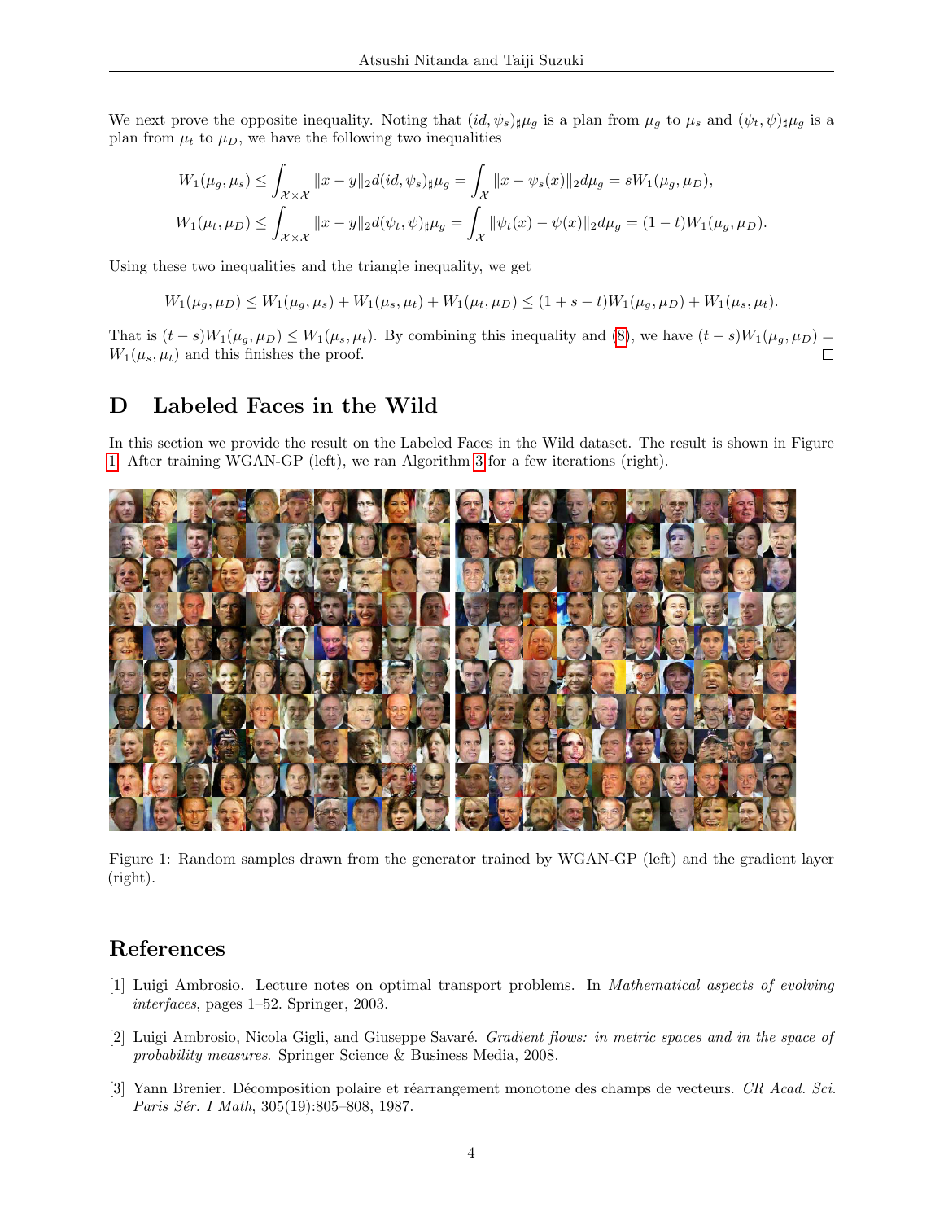We next prove the opposite inequality. Noting that $(id, \psi_s)_\sharp \mu_g$ is a plan from $\mu_g$ to $\mu_s$ and $(\psi_t, \psi)_\sharp \mu_g$ is a plan from $\mu_t$ to $\mu_D$, we have the following two inequalities

$$
\begin{aligned}
W_1(\mu_g, \mu_s) &\leq \int_{\mathcal{X}\times\mathcal{X}} \|x - y\|_2 d(id, \psi_s)_\sharp \mu_g = \int_{\mathcal{X}} \|x - \psi_s(x)\|_2 d\mu_g = sW_1(\mu_g, \mu_D), \\
W_1(\mu_t, \mu_D) &\leq \int_{\mathcal{X}\times\mathcal{X}} \|x - y\|_2 d(\psi_t, \psi)_\sharp \mu_g = \int_{\mathcal{X}} \|\psi_t(x) - \psi(x)\|_2 d\mu_g = (1-t)W_1(\mu_g, \mu_D).
\end{aligned}
$$

Using these two inequalities and the triangle inequality, we get

$$
W_1(\mu_g, \mu_D) \leq W_1(\mu_g, \mu_s) + W_1(\mu_s, \mu_t) + W_1(\mu_t, \mu_D) \leq (1 + s - t)W_1(\mu_g, \mu_D) + W_1(\mu_s, \mu_t).
$$

That is $(t-s)W_1(\mu_g, \mu_D) \leq W_1(\mu_s, \mu_t)$. By combining this inequality and (8), we have $(t-s)W_1(\mu_g, \mu_D) = W_1(\mu_s, \mu_t)$ and this finishes the proof. □

## D Labeled Faces in the Wild

In this section we provide the result on the Labeled Faces in the Wild dataset. The result is shown in Figure 1. After training WGAN-GP (left), we ran Algorithm 3 for a few iterations (right).

Figure 1: Random samples drawn from the generator trained by WGAN-GP (left) and the gradient layer (right).

## References

[1] Luigi Ambrosio. Lecture notes on optimal transport problems. In *Mathematical aspects of evolving interfaces*, pages 1–52. Springer, 2003.

[2] Luigi Ambrosio, Nicola Gigli, and Giuseppe Savaré. *Gradient flows: in metric spaces and in the space of probability measures*. Springer Science & Business Media, 2008.

[3] Yann Brenier. Décomposition polaire et réarrangement monotone des champs de vecteurs. *CR Acad. Sci. Paris Sér. I Math*, 305(19):805–808, 1987.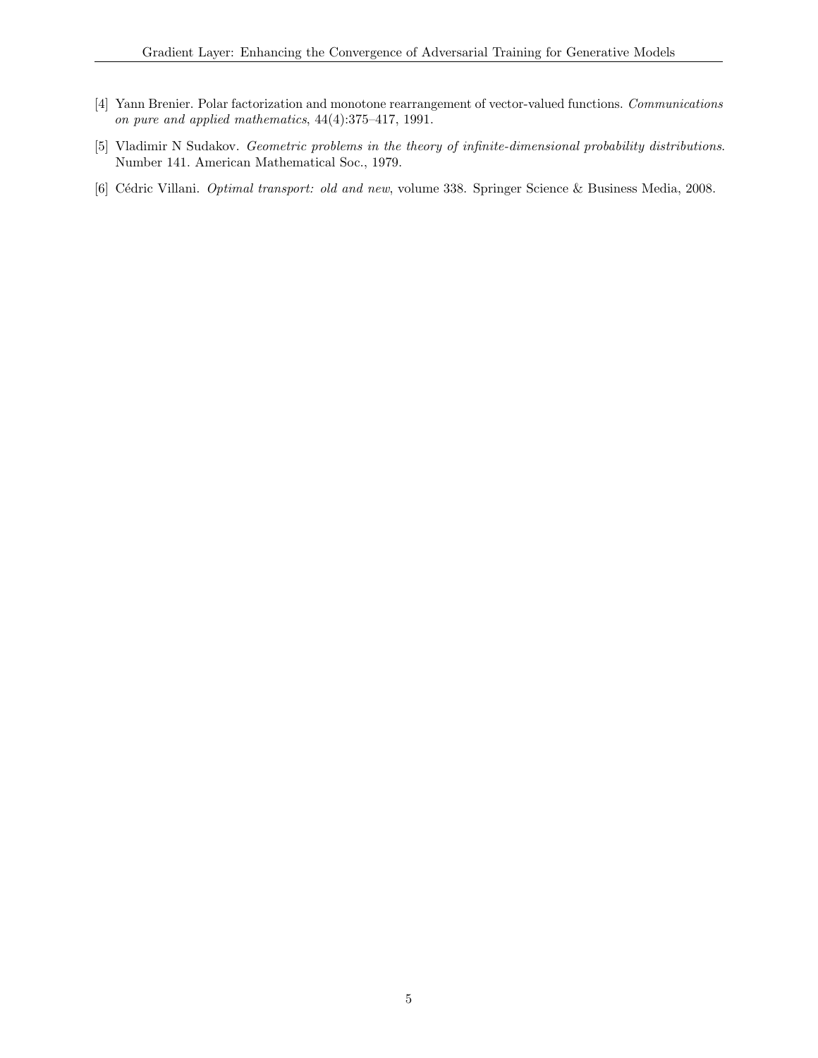[4] Yann Brenier. Polar factorization and monotone rearrangement of vector-valued functions. *Communications on pure and applied mathematics*, 44(4):375–417, 1991.

[5] Vladimir N Sudakov. *Geometric problems in the theory of infinite-dimensional probability distributions*. Number 141. American Mathematical Soc., 1979.

[6] Cédric Villani. *Optimal transport: old and new*, volume 338. Springer Science & Business Media, 2008.